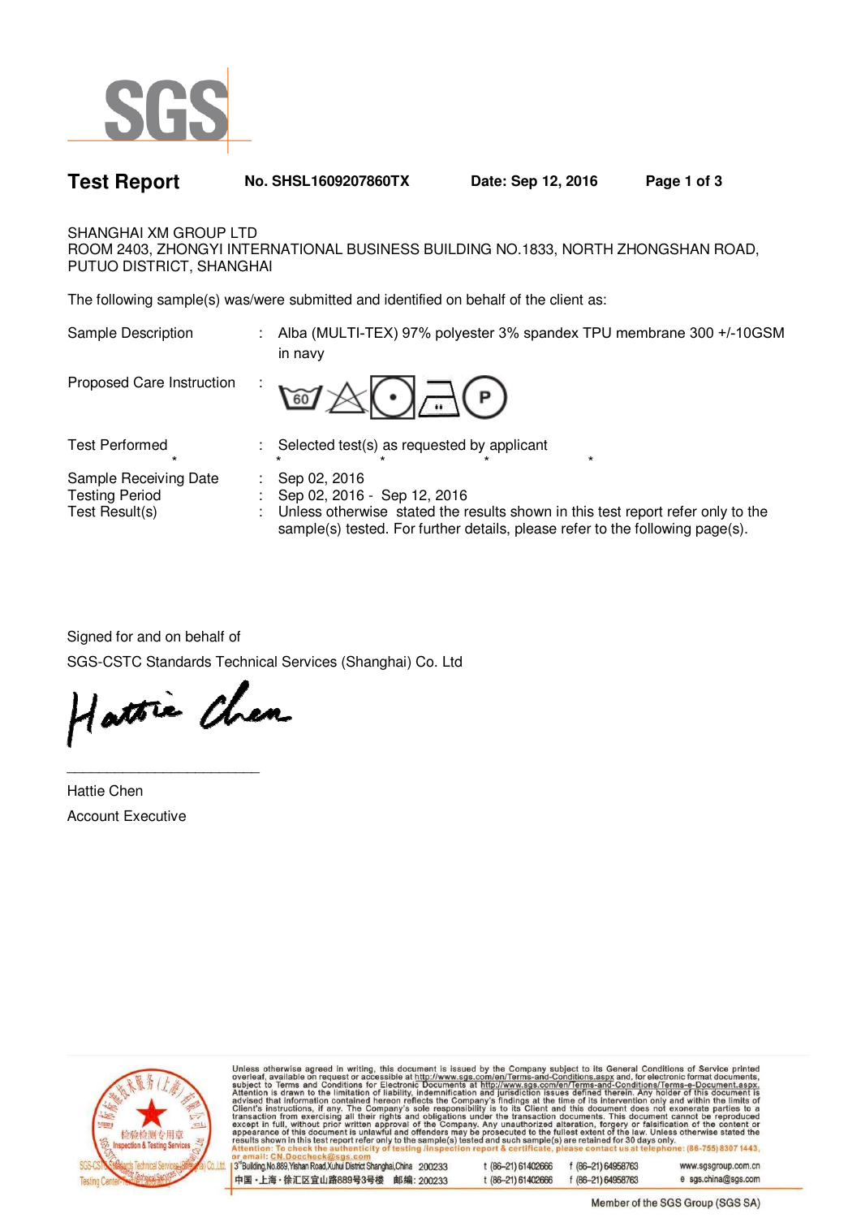# Test Report

**No. SHSL1609207860TX** **Date: Sep 12, 2016**

SHANGHAI XM GROUP LTD
ROOM 2403, ZHONGYI INTERNATIONAL BUSINESS BUILDING NO.1833, NORTH ZHONGSHAN ROAD, PUTUO DISTRICT, SHANGHAI

The following sample(s) was/were submitted and identified on behalf of the client as:

| | | |
|---|---|---|
| Sample Description | : | Alba (MULTI-TEX) 97% polyester 3% spandex TPU membrane 300 +/-10GSM in navy |
| Proposed Care Instruction | : | |
| Test Performed | : | Selected test(s) as requested by applicant |
| Sample Receiving Date | : | Sep 02, 2016 |
| Testing Period | : | Sep 02, 2016 - Sep 12, 2016 |
| Test Result(s) | : | Unless otherwise stated the results shown in this test report refer only to the sample(s) tested. For further details, please refer to the following page(s). |

Signed for and on behalf of
SGS-CSTC Standards Technical Services (Shanghai) Co. Ltd

Hattie Chen
Account Executive

Unless otherwise agreed in writing, this document is issued by the Company subject to its General Conditions of Service printed overleaf, available on request or accessible at http://www.sgs.com/en/Terms-and-Conditions.aspx and, for electronic format documents, subject to Terms and Conditions for Electronic Documents at http://www.sgs.com/en/Terms-and-Conditions/Terms-e-Document.aspx. Attention is drawn to the limitation of liability, indemnification and jurisdiction issues defined therein. Any holder of this document is advised that information contained hereon reflects the Company's findings at the time of its intervention only and within the limits of Client's instructions, if any. The Company's sole responsibility is to its Client and this document does not exonerate parties to a transaction from exercising all their rights and obligations under the transaction documents. This document cannot be reproduced except in full, without prior written approval of the Company. Any unauthorized alteration, forgery or falsification of the content or appearance of this document is unlawful and offenders may be prosecuted to the fullest extent of the law. Unless otherwise stated the results shown in this test report refer only to the sample(s) tested and such sample(s) are retained for 30 days only.
Attention: To check the authenticity of testing /inspection report & certificate, please contact us at telephone: (86-755) 8307 1443, or email: CN.Doccheck@sgs.com

3rd Building,No.889,Yishan Road,Xuhui District Shanghai,China 200233 t (86-21) 61402666 f (86-21) 64958763 www.sgsgroup.com.cn
中国・上海・徐汇区宜山路889号3号楼 邮编: 200233 t (86-21) 61402666 f (86-21) 64958763 e sgs.china@sgs.com

Member of the SGS Group (SGS SA)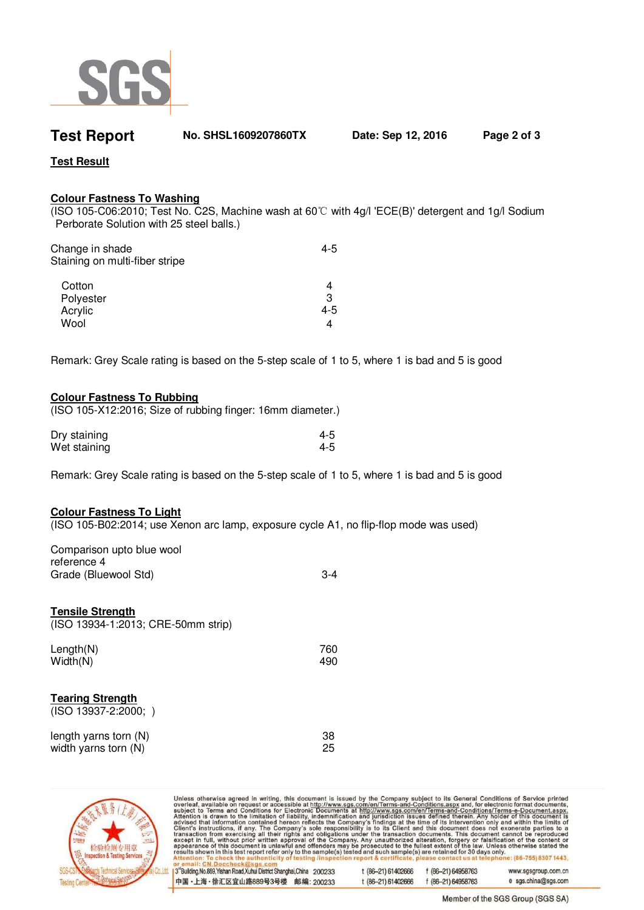**Test Report** No. SHSL1609207860TX Date: Sep 12, 2016

## Test Result

### Colour Fastness To Washing

(ISO 105-C06:2010; Test No. C2S, Machine wash at 60℃ with 4g/l 'ECE(B)' detergent and 1g/l Sodium Perborate Solution with 25 steel balls.)

| | |
|---|---|
| Change in shade | 4-5 |
| Staining on multi-fiber stripe | |
| Cotton | 4 |
| Polyester | 3 |
| Acrylic | 4-5 |
| Wool | 4 |

Remark: Grey Scale rating is based on the 5-step scale of 1 to 5, where 1 is bad and 5 is good

### Colour Fastness To Rubbing

(ISO 105-X12:2016; Size of rubbing finger: 16mm diameter.)

| | |
|---|---|
| Dry staining | 4-5 |
| Wet staining | 4-5 |

Remark: Grey Scale rating is based on the 5-step scale of 1 to 5, where 1 is bad and 5 is good

### Colour Fastness To Light

(ISO 105-B02:2014; use Xenon arc lamp, exposure cycle A1, no flip-flop mode was used)

| | |
|---|---|
| Comparison upto blue wool reference 4 Grade (Bluewool Std) | 3-4 |

### Tensile Strength

(ISO 13934-1:2013; CRE-50mm strip)

| | |
|---|---|
| Length(N) | 760 |
| Width(N) | 490 |

### Tearing Strength

(ISO 13937-2:2000; )

| | |
|---|---|
| length yarns torn (N) | 38 |
| width yarns torn (N) | 25 |

Unless otherwise agreed in writing, this document is issued by the Company subject to its General Conditions of Service printed overleaf, available on request or accessible at http://www.sgs.com/en/Terms-and-Conditions.aspx and, for electronic format documents, subject to Terms and Conditions for Electronic Documents at http://www.sgs.com/en/Terms-and-Conditions/Terms-e-Document.aspx. Attention is drawn to the limitation of liability, indemnification and jurisdiction issues defined therein. Any holder of this document is advised that information contained hereon reflects the Company's findings at the time of its intervention only and within the limits of Client's instructions, if any. The Company's sole responsibility is to its Client and this document does not exonerate parties to a transaction from exercising all their rights and obligations under the transaction documents. This document cannot be reproduced except in full, without prior written approval of the Company. Any unauthorized alteration, forgery or falsification of the content or appearance of this document is unlawful and offenders may be prosecuted to the fullest extent of the law. Unless otherwise stated the results shown in this test report refer only to the sample(s) tested and such sample(s) are retained for 30 days only.

Attention: To check the authenticity of testing /inspection report & certificate, please contact us at telephone: (86-755) 8307 1443, or email: CN.Doccheck@sgs.com

3rd Building,No.889,Yishan Road,Xuhui District Shanghai,China 200233 t (86-21) 61402666 f (86-21) 64958763 www.sgsgroup.com.cn

中国・上海・徐汇区宜山路889号3号楼 邮编: 200233 t (86-21) 61402666 f (86-21) 64958763 e sgs.china@sgs.com

Member of the SGS Group (SGS SA)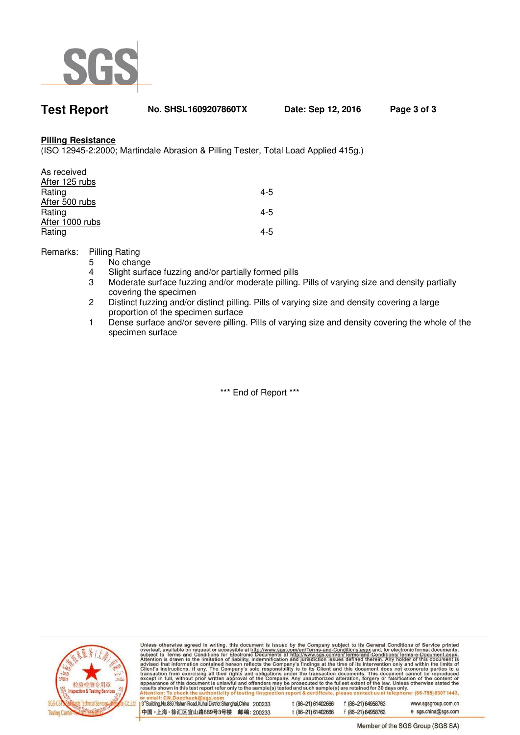SGS

**Test Report** **No. SHSL1609207860TX** **Date: Sep 12, 2016**

**Pilling Resistance**
(ISO 12945-2:2000; Martindale Abrasion & Pilling Tester, Total Load Applied 415g.)

| | |
|---|---|
| As received | |
| After 125 rubs | |
| Rating | 4-5 |
| After 500 rubs | |
| Rating | 4-5 |
| After 1000 rubs | |
| Rating | 4-5 |

Remarks: Pilling Rating

- 5 No change
- 4 Slight surface fuzzing and/or partially formed pills
- 3 Moderate surface fuzzing and/or moderate pilling. Pills of varying size and density partially covering the specimen
- 2 Distinct fuzzing and/or distinct pilling. Pills of varying size and density covering a large proportion of the specimen surface
- 1 Dense surface and/or severe pilling. Pills of varying size and density covering the whole of the specimen surface

\*\*\* End of Report \*\*\*

Unless otherwise agreed in writing, this document is issued by the Company subject to its General Conditions of Service printed overleaf, available on request or accessible at http://www.sgs.com/en/Terms-and-Conditions.aspx and, for electronic format documents, subject to Terms and Conditions for Electronic Documents at http://www.sgs.com/en/Terms-and-Conditions/Terms-e-Document.aspx. Attention is drawn to the limitation of liability, indemnification and jurisdiction issues defined therein. Any holder of this document is advised that information contained hereon reflects the Company's findings at the time of its intervention only and within the limits of Client's instructions, if any. The Company's sole responsibility is to its Client and this document does not exonerate parties to a transaction from exercising all their rights and obligations under the transaction documents. This document cannot be reproduced except in full, without prior written approval of the Company. Any unauthorized alteration, forgery or falsification of the content or appearance of this document is unlawful and offenders may be prosecuted to the fullest extent of the law. Unless otherwise stated the results shown in this test report refer only to the sample(s) tested and such sample(s) are retained for 30 days only.
Attention: To check the authenticity of testing /inspection report & certificate, please contact us at telephone: (86-755) 8307 1443, or email: CN.Doccheck@sgs.com

3rd Building, No.889, Yishan Road, Xuhui District Shanghai, China 200233 t (86-21) 61402666 f (86-21) 64958763 www.sgsgroup.com.cn
中国・上海・徐汇区宜山路889号3号楼 邮编: 200233 t (86-21) 61402666 f (86-21) 64958763 e sgs.china@sgs.com

Member of the SGS Group (SGS SA)